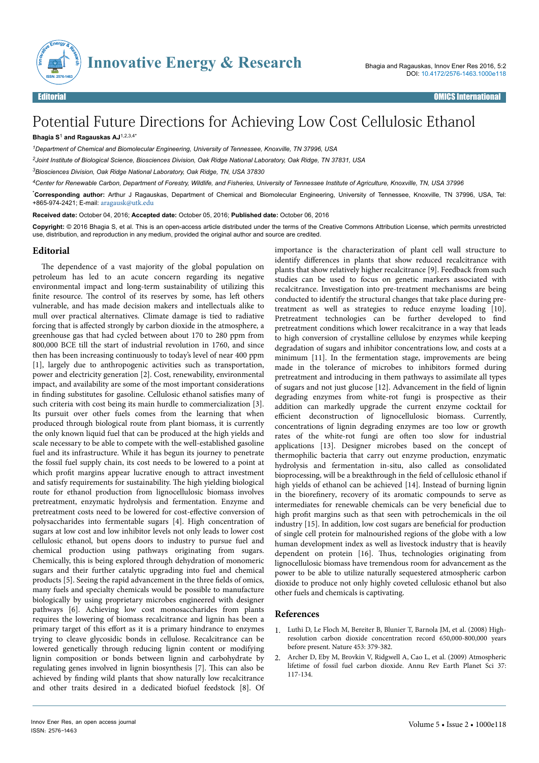Editorial

# Potential Future Directions for Achieving Low Cost Cellulosic Ethanol

**Bhagia S[1] and Ragauskas AJ[1,2,3,4*]**

*[1]Department of Chemical and Biomolecular Engineering, University of Tennessee, Knoxville, TN 37996, USA*

*[2]Joint Institute of Biological Science, Biosciences Division, Oak Ridge National Laboratory, Oak Ridge, TN 37831, USA*

*[3]Biosciences Division, Oak Ridge National Laboratory, Oak Ridge, TN, USA 37830*

*[4]Center for Renewable Carbon, Department of Forestry, Wildlife, and Fisheries, University of Tennessee Institute of Agriculture, Knoxville, TN, USA 37996*

**\*Corresponding author:** Arthur J Ragauskas, Department of Chemical and Biomolecular Engineering, University of Tennessee, Knoxville, TN 37996, USA, Tel: +865-974-2421; E-mail: aragausk@utk.edu

**Received date:** October 04, 2016; **Accepted date:** October 05, 2016; **Published date:** October 06, 2016

**Copyright:** © 2016 Bhagia S, et al. This is an open-access article distributed under the terms of the Creative Commons Attribution License, which permits unrestricted use, distribution, and reproduction in any medium, provided the original author and source are credited.

## Editorial

The dependence of a vast majority of the global population on petroleum has led to an acute concern regarding its negative environmental impact and long-term sustainability of utilizing this finite resource. The control of its reserves by some, has left others vulnerable, and has made decision makers and intellectuals alike to mull over practical alternatives. Climate damage is tied to radiative forcing that is affected strongly by carbon dioxide in the atmosphere, a greenhouse gas that had cycled between about 170 to 280 ppm from 800,000 BCE till the start of industrial revolution in 1760, and since then has been increasing continuously to today's level of near 400 ppm [1], largely due to anthropogenic activities such as transportation, power and electricity generation [2]. Cost, renewability, environmental impact, and availability are some of the most important considerations in finding substitutes for gasoline. Cellulosic ethanol satisfies many of such criteria with cost being its main hurdle to commercialization [3]. Its pursuit over other fuels comes from the learning that when produced through biological route from plant biomass, it is currently the only known liquid fuel that can be produced at the high yields and scale necessary to be able to compete with the well-established gasoline fuel and its infrastructure. While it has begun its journey to penetrate the fossil fuel supply chain, its cost needs to be lowered to a point at which profit margins appear lucrative enough to attract investment and satisfy requirements for sustainability. The high yielding biological route for ethanol production from lignocellulosic biomass involves pretreatment, enzymatic hydrolysis and fermentation. Enzyme and pretreatment costs need to be lowered for cost-effective conversion of polysaccharides into fermentable sugars [4]. High concentration of sugars at low cost and low inhibitor levels not only leads to lower cost cellulosic ethanol, but opens doors to industry to pursue fuel and chemical production using pathways originating from sugars. Chemically, this is being explored through dehydration of monomeric sugars and their further catalytic upgrading into fuel and chemical products [5]. Seeing the rapid advancement in the three fields of omics, many fuels and specialty chemicals would be possible to manufacture biologically by using proprietary microbes engineered with designer pathways [6]. Achieving low cost monosaccharides from plants requires the lowering of biomass recalcitrance and lignin has been a primary target of this effort as it is a primary hindrance to enzymes trying to cleave glycosidic bonds in cellulose. Recalcitrance can be lowered genetically through reducing lignin content or modifying lignin composition or bonds between lignin and carbohydrate by regulating genes involved in lignin biosynthesis [7]. This can also be achieved by finding wild plants that show naturally low recalcitrance and other traits desired in a dedicated biofuel feedstock [8]. Of importance is the characterization of plant cell wall structure to identify differences in plants that show reduced recalcitrance with plants that show relatively higher recalcitrance [9]. Feedback from such studies can be used to focus on genetic markers associated with recalcitrance. Investigation into pre-treatment mechanisms are being conducted to identify the structural changes that take place during pre-treatment as well as strategies to reduce enzyme loading [10]. Pretreatment technologies can be further developed to find pretreatment conditions which lower recalcitrance in a way that leads to high conversion of crystalline cellulose by enzymes while keeping degradation of sugars and inhibitor concentrations low, and costs at a minimum [11]. In the fermentation stage, improvements are being made in the tolerance of microbes to inhibitors formed during pretreatment and introducing in them pathways to assimilate all types of sugars and not just glucose [12]. Advancement in the field of lignin degrading enzymes from white-rot fungi is prospective as their addition can markedly upgrade the current enzyme cocktail for efficient deconstruction of lignocellulosic biomass. Currently, concentrations of lignin degrading enzymes are too low or growth rates of the white-rot fungi are often too slow for industrial applications [13]. Designer microbes based on the concept of thermophilic bacteria that carry out enzyme production, enzymatic hydrolysis and fermentation in-situ, also called as consolidated bioprocessing, will be a breakthrough in the field of cellulosic ethanol if high yields of ethanol can be achieved [14]. Instead of burning lignin in the biorefinery, recovery of its aromatic compounds to serve as intermediates for renewable chemicals can be very beneficial due to high profit margins such as that seen with petrochemicals in the oil industry [15]. In addition, low cost sugars are beneficial for production of single cell protein for malnourished regions of the globe with a low human development index as well as livestock industry that is heavily dependent on protein [16]. Thus, technologies originating from lignocellulosic biomass have tremendous room for advancement as the power to be able to utilize naturally sequestered atmospheric carbon dioxide to produce not only highly coveted cellulosic ethanol but also other fuels and chemicals is captivating.

## References

1. Luthi D, Le Floch M, Bereiter B, Blunier T, Barnola JM, et al. (2008) High-resolution carbon dioxide concentration record 650,000-800,000 years before present. Nature 453: 379-382.
2. Archer D, Eby M, Brovkin V, Ridgwell A, Cao L, et al. (2009) Atmospheric lifetime of fossil fuel carbon dioxide. Annu Rev Earth Planet Sci 37: 117-134.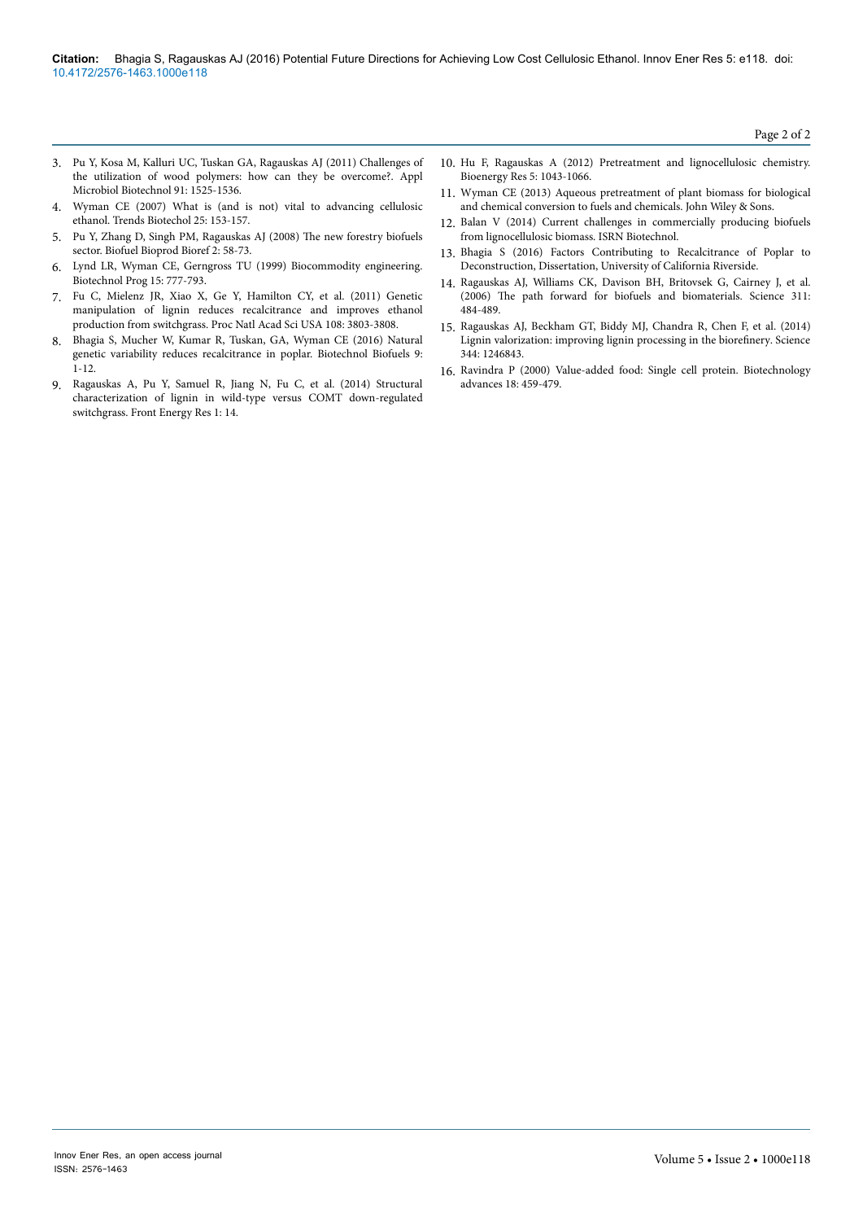3. Pu Y, Kosa M, Kalluri UC, Tuskan GA, Ragauskas AJ (2011) Challenges of the utilization of wood polymers: how can they be overcome?. Appl Microbiol Biotechnol 91: 1525-1536.
4. Wyman CE (2007) What is (and is not) vital to advancing cellulosic ethanol. Trends Biotechol 25: 153-157.
5. Pu Y, Zhang D, Singh PM, Ragauskas AJ (2008) The new forestry biofuels sector. Biofuel Bioprod Bioref 2: 58-73.
6. Lynd LR, Wyman CE, Gerngross TU (1999) Biocommodity engineering. Biotechnol Prog 15: 777-793.
7. Fu C, Mielenz JR, Xiao X, Ge Y, Hamilton CY, et al. (2011) Genetic manipulation of lignin reduces recalcitrance and improves ethanol production from switchgrass. Proc Natl Acad Sci USA 108: 3803-3808.
8. Bhagia S, Mucher W, Kumar R, Tuskan, GA, Wyman CE (2016) Natural genetic variability reduces recalcitrance in poplar. Biotechnol Biofuels 9: 1-12.
9. Ragauskas A, Pu Y, Samuel R, Jiang N, Fu C, et al. (2014) Structural characterization of lignin in wild-type versus COMT down-regulated switchgrass. Front Energy Res 1: 14.
10. Hu F, Ragauskas A (2012) Pretreatment and lignocellulosic chemistry. Bioenergy Res 5: 1043-1066.
11. Wyman CE (2013) Aqueous pretreatment of plant biomass for biological and chemical conversion to fuels and chemicals. John Wiley & Sons.
12. Balan V (2014) Current challenges in commercially producing biofuels from lignocellulosic biomass. ISRN Biotechnol.
13. Bhagia S (2016) Factors Contributing to Recalcitrance of Poplar to Deconstruction, Dissertation, University of California Riverside.
14. Ragauskas AJ, Williams CK, Davison BH, Britovsek G, Cairney J, et al. (2006) The path forward for biofuels and biomaterials. Science 311: 484-489.
15. Ragauskas AJ, Beckham GT, Biddy MJ, Chandra R, Chen F, et al. (2014) Lignin valorization: improving lignin processing in the biorefinery. Science 344: 1246843.
16. Ravindra P (2000) Value-added food: Single cell protein. Biotechnology advances 18: 459-479.